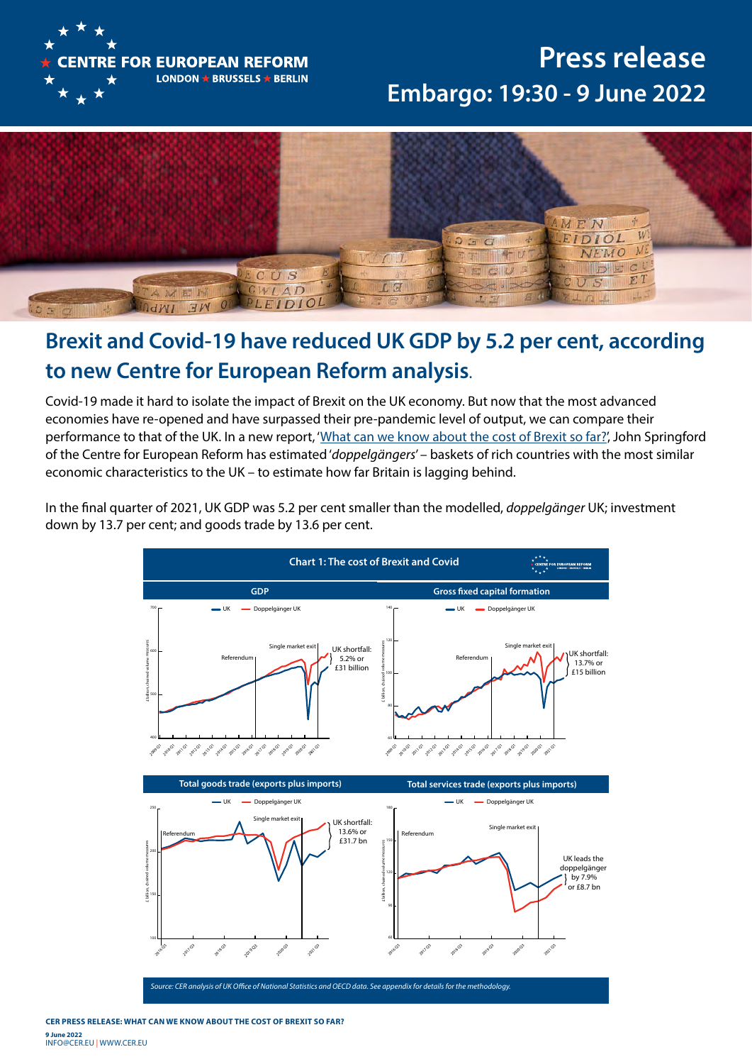# Press release

## Embargo: 19:30 - 9 June 2022

# Brexit and Covid-19 have reduced UK GDP by 5.2 per cent, according to new Centre for European Reform analysis.

Covid-19 made it hard to isolate the impact of Brexit on the UK economy. But now that the most advanced economies have re-opened and have surpassed their pre-pandemic level of output, we can compare their performance to that of the UK. In a new report, '[What can we know about the cost of Brexit so far?](#)', John Springford of the Centre for European Reform has estimated '*doppelgängers*' – baskets of rich countries with the most similar economic characteristics to the UK – to estimate how far Britain is lagging behind.

In the final quarter of 2021, UK GDP was 5.2 per cent smaller than the modelled, *doppelgänger* UK; investment down by 13.7 per cent; and goods trade by 13.6 per cent.

**Chart 1: The cost of Brexit and Covid**

- GDP — UK shortfall: 5.2% or £31 billion
- Gross fixed capital formation — UK shortfall: 13.7% or £15 billion
- Total goods trade (exports plus imports) — UK shortfall: 13.6% or £31.7 bn
- Total services trade (exports plus imports) — UK leads the doppelgänger by 7.9% or £8.7 bn

*Source: CER analysis of UK Office of National Statistics and OECD data. See appendix for details for the methodology.*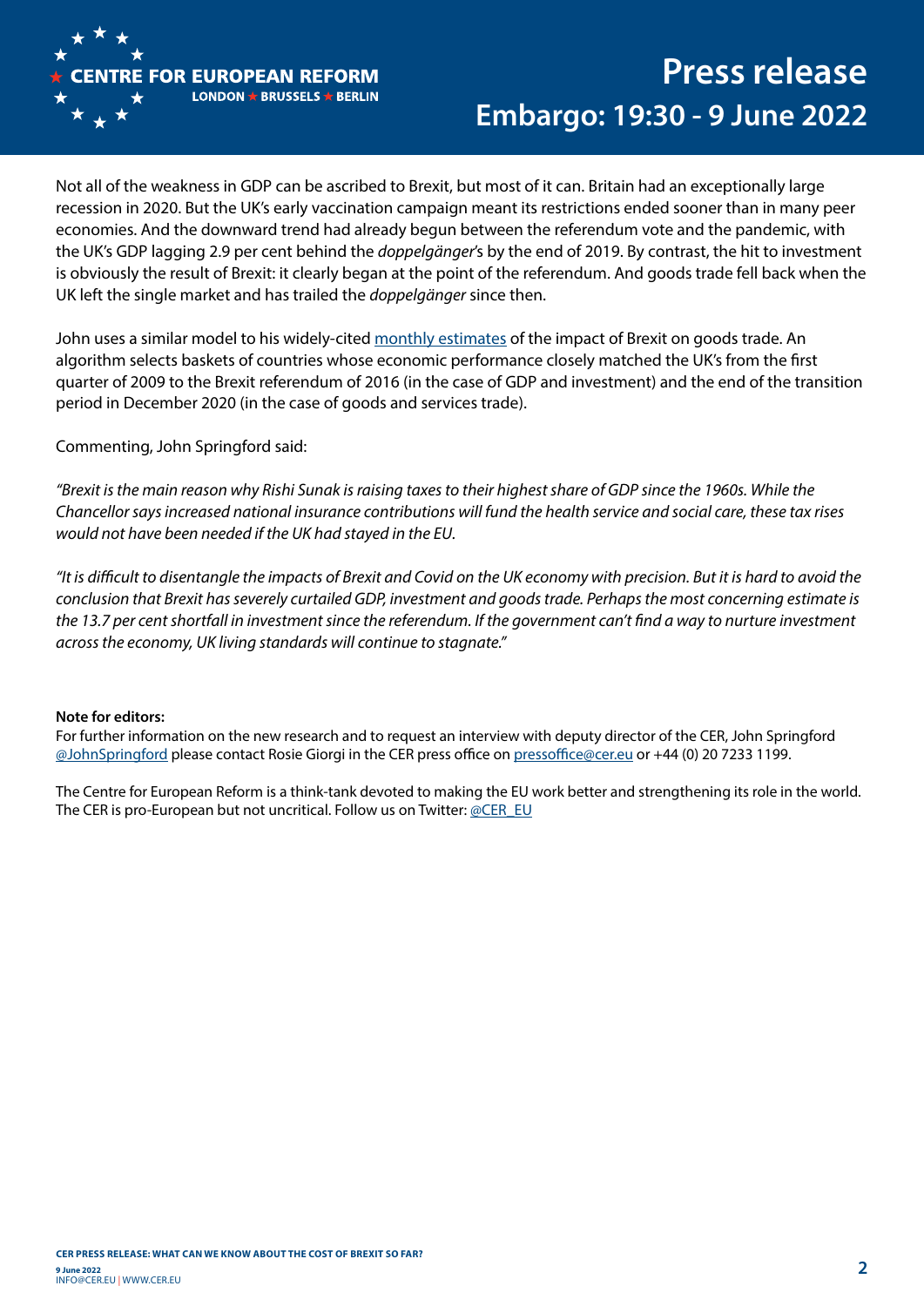Not all of the weakness in GDP can be ascribed to Brexit, but most of it can. Britain had an exceptionally large recession in 2020. But the UK's early vaccination campaign meant its restrictions ended sooner than in many peer economies. And the downward trend had already begun between the referendum vote and the pandemic, with the UK's GDP lagging 2.9 per cent behind the *doppelgänger*'s by the end of 2019. By contrast, the hit to investment is obviously the result of Brexit: it clearly began at the point of the referendum. And goods trade fell back when the UK left the single market and has trailed the *doppelgänger* since then.

John uses a similar model to his widely-cited [monthly estimates](monthly estimates) of the impact of Brexit on goods trade. An algorithm selects baskets of countries whose economic performance closely matched the UK's from the first quarter of 2009 to the Brexit referendum of 2016 (in the case of GDP and investment) and the end of the transition period in December 2020 (in the case of goods and services trade).

Commenting, John Springford said:

*"Brexit is the main reason why Rishi Sunak is raising taxes to their highest share of GDP since the 1960s. While the Chancellor says increased national insurance contributions will fund the health service and social care, these tax rises would not have been needed if the UK had stayed in the EU.*

*"It is difficult to disentangle the impacts of Brexit and Covid on the UK economy with precision. But it is hard to avoid the conclusion that Brexit has severely curtailed GDP, investment and goods trade. Perhaps the most concerning estimate is the 13.7 per cent shortfall in investment since the referendum. If the government can't find a way to nurture investment across the economy, UK living standards will continue to stagnate."*

**Note for editors:**
For further information on the new research and to request an interview with deputy director of the CER, John Springford @JohnSpringford please contact Rosie Giorgi in the CER press office on pressoffice@cer.eu or +44 (0) 20 7233 1199.

The Centre for European Reform is a think-tank devoted to making the EU work better and strengthening its role in the world. The CER is pro-European but not uncritical. Follow us on Twitter: @CER_EU